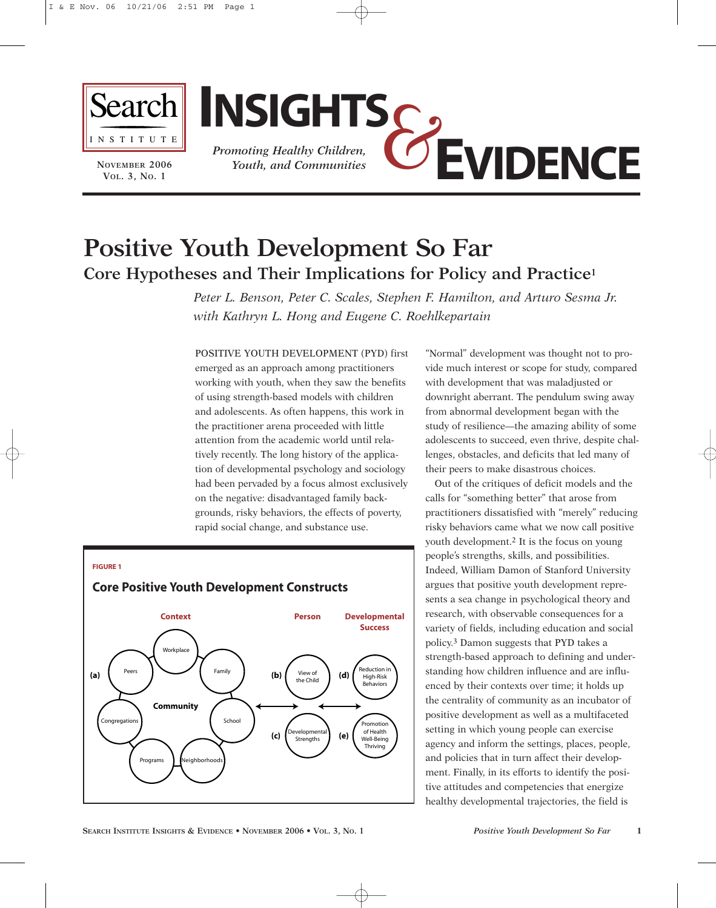# Positive Youth Development So Far

## Core Hypotheses and Their Implications for Policy and Practice[1]

*Peter L. Benson, Peter C. Scales, Stephen F. Hamilton, and Arturo Sesma Jr.*
*with Kathryn L. Hong and Eugene C. Roehlkepartain*

POSITIVE YOUTH DEVELOPMENT (PYD) first emerged as an approach among practitioners working with youth, when they saw the benefits of using strength-based models with children and adolescents. As often happens, this work in the practitioner arena proceeded with little attention from the academic world until relatively recently. The long history of the application of developmental psychology and sociology had been pervaded by a focus almost exclusively on the negative: disadvantaged family backgrounds, risky behaviors, the effects of poverty, rapid social change, and substance use.

**FIGURE 1**

**Core Positive Youth Development Constructs**

Context: (a) Community — Workplace, Family, School, Neighborhoods, Programs, Congregations, Peers

Person: (b) View of the Child; (c) Developmental Strengths

Developmental Success: (d) Reduction in High-Risk Behaviors; (e) Promotion of Health Well-Being Thriving

"Normal" development was thought not to provide much interest or scope for study, compared with development that was maladjusted or downright aberrant. The pendulum swing away from abnormal development began with the study of resilience—the amazing ability of some adolescents to succeed, even thrive, despite challenges, obstacles, and deficits that led many of their peers to make disastrous choices.

Out of the critiques of deficit models and the calls for "something better" that arose from practitioners dissatisfied with "merely" reducing risky behaviors came what we now call positive youth development.[2] It is the focus on young people's strengths, skills, and possibilities. Indeed, William Damon of Stanford University argues that positive youth development represents a sea change in psychological theory and research, with observable consequences for a variety of fields, including education and social policy.[3] Damon suggests that PYD takes a strength-based approach to defining and understanding how children influence and are influenced by their contexts over time; it holds up the centrality of community as an incubator of positive development as well as a multifaceted setting in which young people can exercise agency and inform the settings, places, people, and policies that in turn affect their development. Finally, in its efforts to identify the positive attitudes and competencies that energize healthy developmental trajectories, the field is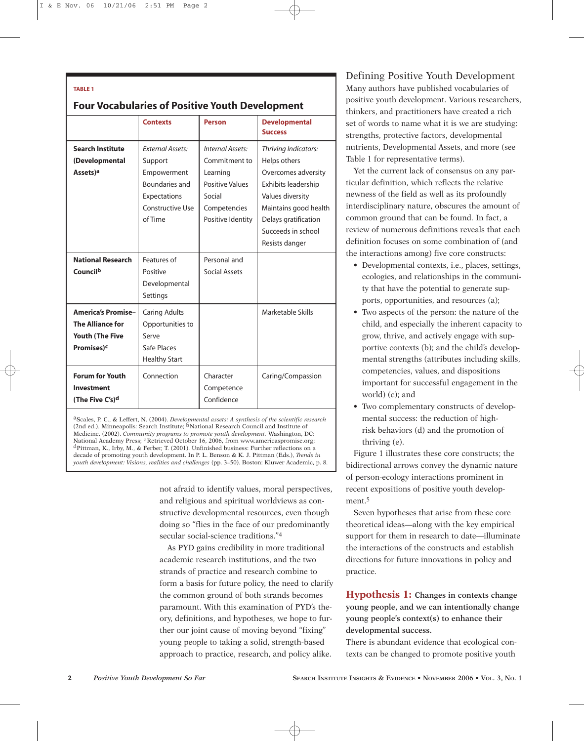**TABLE 1**

**Four Vocabularies of Positive Youth Development**

| | Contexts | Person | Developmental Success |
|---|---|---|---|
| **Search Institute (Developmental Assets)[a]** | *External Assets:* Support, Empowerment, Boundaries and Expectations, Constructive Use of Time | *Internal Assets:* Commitment to Learning, Positive Values, Social Competencies, Positive Identity | *Thriving Indicators:* Helps others, Overcomes adversity, Exhibits leadership, Values diversity, Maintains good health, Delays gratification, Succeeds in school, Resists danger |
| **National Research Council[b]** | Features of Positive Developmental Settings | Personal and Social Assets | |
| **America's Promise–The Alliance for Youth (The Five Promises)[c]** | Caring Adults, Opportunities to Serve, Safe Places, Healthy Start | | Marketable Skills |
| **Forum for Youth Investment (The Five C's)[d]** | Connection | Character, Competence, Confidence | Caring/Compassion |

[a]Scales, P. C., & Leffert, N. (2004). *Developmental assets: A synthesis of the scientific research* (2nd ed.). Minneapolis: Search Institute; [b]National Research Council and Institute of Medicine. (2002). *Community programs to promote youth development.* Washington, DC: National Academy Press; [c]Retrieved October 16, 2006, from www.americaspromise.org; [d]Pittman, K., Irby, M., & Ferber, T. (2001). Unfinished business: Further reflections on a decade of promoting youth development. In P. L. Benson & K. J. Pittman (Eds.), *Trends in youth development: Visions, realities and challenges* (pp. 3–50). Boston: Kluwer Academic, p. 8.

not afraid to identify values, moral perspectives, and religious and spiritual worldviews as constructive developmental resources, even though doing so "flies in the face of our predominantly secular social-science traditions."[4]

As PYD gains credibility in more traditional academic research institutions, and the two strands of practice and research combine to form a basis for future policy, the need to clarify the common ground of both strands becomes paramount. With this examination of PYD's theory, definitions, and hypotheses, we hope to further our joint cause of moving beyond "fixing" young people to taking a solid, strength-based approach to practice, research, and policy alike.

## Defining Positive Youth Development

Many authors have published vocabularies of positive youth development. Various researchers, thinkers, and practitioners have created a rich set of words to name what it is we are studying: strengths, protective factors, developmental nutrients, Developmental Assets, and more (see Table 1 for representative terms).

Yet the current lack of consensus on any particular definition, which reflects the relative newness of the field as well as its profoundly interdisciplinary nature, obscures the amount of common ground that can be found. In fact, a review of numerous definitions reveals that each definition focuses on some combination of (and the interactions among) five core constructs:

- Developmental contexts, i.e., places, settings, ecologies, and relationships in the community that have the potential to generate supports, opportunities, and resources (a);
- Two aspects of the person: the nature of the child, and especially the inherent capacity to grow, thrive, and actively engage with supportive contexts (b); and the child's developmental strengths (attributes including skills, competencies, values, and dispositions important for successful engagement in the world) (c); and
- Two complementary constructs of developmental success: the reduction of high-risk behaviors (d) and the promotion of thriving (e).

Figure 1 illustrates these core constructs; the bidirectional arrows convey the dynamic nature of person-ecology interactions prominent in recent expositions of positive youth development.[5]

Seven hypotheses that arise from these core theoretical ideas—along with the key empirical support for them in research to date—illuminate the interactions of the constructs and establish directions for future innovations in policy and practice.

### Hypothesis 1: Changes in contexts change young people, and we can intentionally change young people's context(s) to enhance their developmental success.

There is abundant evidence that ecological contexts can be changed to promote positive youth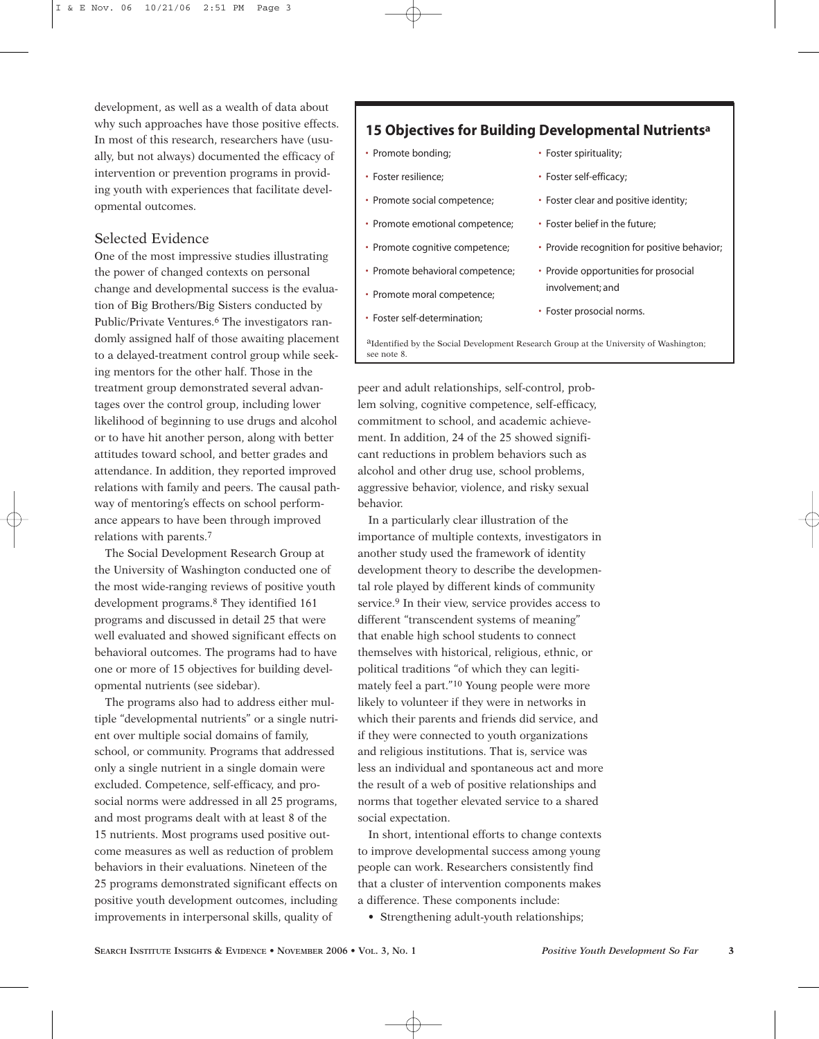development, as well as a wealth of data about why such approaches have those positive effects. In most of this research, researchers have (usually, but not always) documented the efficacy of intervention or prevention programs in providing youth with experiences that facilitate developmental outcomes.

## Selected Evidence

One of the most impressive studies illustrating the power of changed contexts on personal change and developmental success is the evaluation of Big Brothers/Big Sisters conducted by Public/Private Ventures.[6] The investigators randomly assigned half of those awaiting placement to a delayed-treatment control group while seeking mentors for the other half. Those in the treatment group demonstrated several advantages over the control group, including lower likelihood of beginning to use drugs and alcohol or to have hit another person, along with better attitudes toward school, and better grades and attendance. In addition, they reported improved relations with family and peers. The causal pathway of mentoring's effects on school performance appears to have been through improved relations with parents.[7]

The Social Development Research Group at the University of Washington conducted one of the most wide-ranging reviews of positive youth development programs.[8] They identified 161 programs and discussed in detail 25 that were well evaluated and showed significant effects on behavioral outcomes. The programs had to have one or more of 15 objectives for building developmental nutrients (see sidebar).

The programs also had to address either multiple "developmental nutrients" or a single nutrient over multiple social domains of family, school, or community. Programs that addressed only a single nutrient in a single domain were excluded. Competence, self-efficacy, and prosocial norms were addressed in all 25 programs, and most programs dealt with at least 8 of the 15 nutrients. Most programs used positive outcome measures as well as reduction of problem behaviors in their evaluations. Nineteen of the 25 programs demonstrated significant effects on positive youth development outcomes, including improvements in interpersonal skills, quality of peer and adult relationships, self-control, problem solving, cognitive competence, self-efficacy, commitment to school, and academic achievement. In addition, 24 of the 25 showed significant reductions in problem behaviors such as alcohol and other drug use, school problems, aggressive behavior, violence, and risky sexual behavior.

### 15 Objectives for Building Developmental Nutrients[a]

- Promote bonding;
- Foster resilience;
- Promote social competence;
- Promote emotional competence;
- Promote cognitive competence;
- Promote behavioral competence;
- Promote moral competence;
- Foster self-determination;
- Foster spirituality;
- Foster self-efficacy;
- Foster clear and positive identity;
- Foster belief in the future;
- Provide recognition for positive behavior;
- Provide opportunities for prosocial involvement; and
- Foster prosocial norms.

[a]Identified by the Social Development Research Group at the University of Washington; see note 8.

In a particularly clear illustration of the importance of multiple contexts, investigators in another study used the framework of identity development theory to describe the developmental role played by different kinds of community service.[9] In their view, service provides access to different "transcendent systems of meaning" that enable high school students to connect themselves with historical, religious, ethnic, or political traditions "of which they can legitimately feel a part."[10] Young people were more likely to volunteer if they were in networks in which their parents and friends did service, and if they were connected to youth organizations and religious institutions. That is, service was less an individual and spontaneous act and more the result of a web of positive relationships and norms that together elevated service to a shared social expectation.

In short, intentional efforts to change contexts to improve developmental success among young people can work. Researchers consistently find that a cluster of intervention components makes a difference. These components include:

- Strengthening adult-youth relationships;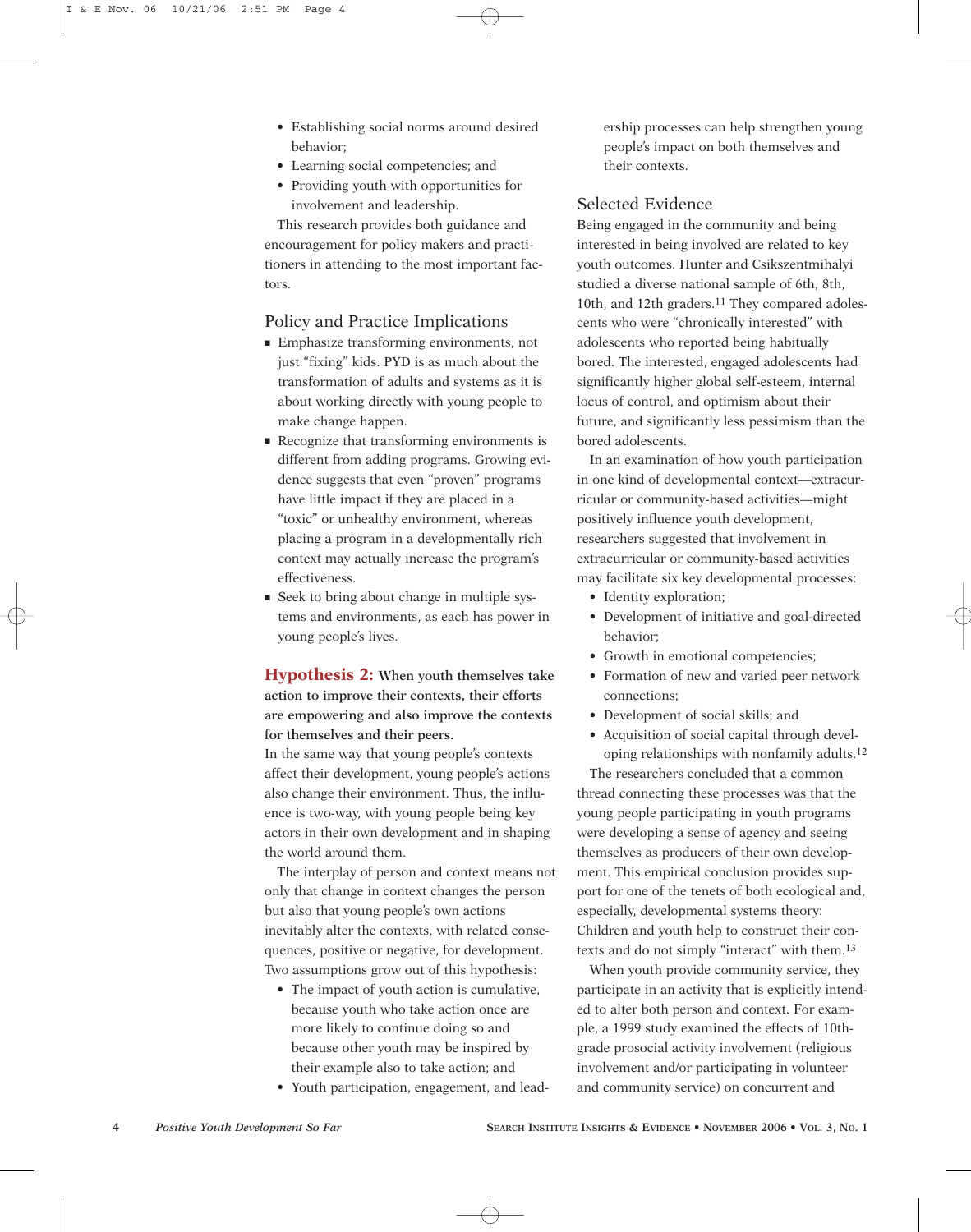- Establishing social norms around desired behavior;
- Learning social competencies; and
- Providing youth with opportunities for involvement and leadership.

This research provides both guidance and encouragement for policy makers and practitioners in attending to the most important factors.

### Policy and Practice Implications

- Emphasize transforming environments, not just "fixing" kids. PYD is as much about the transformation of adults and systems as it is about working directly with young people to make change happen.
- Recognize that transforming environments is different from adding programs. Growing evidence suggests that even "proven" programs have little impact if they are placed in a "toxic" or unhealthy environment, whereas placing a program in a developmentally rich context may actually increase the program's effectiveness.
- Seek to bring about change in multiple systems and environments, as each has power in young people's lives.

## Hypothesis 2: **When youth themselves take action to improve their contexts, their efforts are empowering and also improve the contexts for themselves and their peers.**

In the same way that young people's contexts affect their development, young people's actions also change their environment. Thus, the influence is two-way, with young people being key actors in their own development and in shaping the world around them.

The interplay of person and context means not only that change in context changes the person but also that young people's own actions inevitably alter the contexts, with related consequences, positive or negative, for development. Two assumptions grow out of this hypothesis:

- The impact of youth action is cumulative, because youth who take action once are more likely to continue doing so and because other youth may be inspired by their example also to take action; and
- Youth participation, engagement, and leadership processes can help strengthen young people's impact on both themselves and their contexts.

### Selected Evidence

Being engaged in the community and being interested in being involved are related to key youth outcomes. Hunter and Csikszentmihalyi studied a diverse national sample of 6th, 8th, 10th, and 12th graders.[11] They compared adolescents who were "chronically interested" with adolescents who reported being habitually bored. The interested, engaged adolescents had significantly higher global self-esteem, internal locus of control, and optimism about their future, and significantly less pessimism than the bored adolescents.

In an examination of how youth participation in one kind of developmental context—extracurricular or community-based activities—might positively influence youth development, researchers suggested that involvement in extracurricular or community-based activities may facilitate six key developmental processes:

- Identity exploration;
- Development of initiative and goal-directed behavior;
- Growth in emotional competencies;
- Formation of new and varied peer network connections;
- Development of social skills; and
- Acquisition of social capital through developing relationships with nonfamily adults.[12]

The researchers concluded that a common thread connecting these processes was that the young people participating in youth programs were developing a sense of agency and seeing themselves as producers of their own development. This empirical conclusion provides support for one of the tenets of both ecological and, especially, developmental systems theory: Children and youth help to construct their contexts and do not simply "interact" with them.[13]

When youth provide community service, they participate in an activity that is explicitly intended to alter both person and context. For example, a 1999 study examined the effects of 10th-grade prosocial activity involvement (religious involvement and/or participating in volunteer and community service) on concurrent and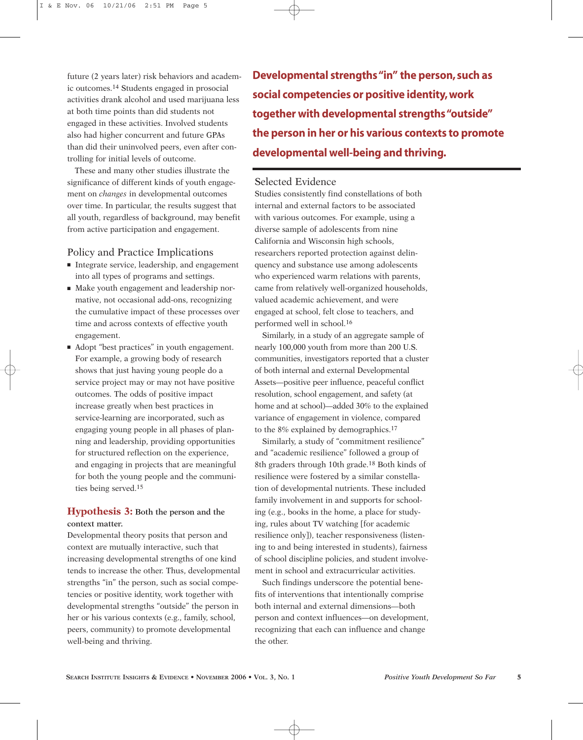future (2 years later) risk behaviors and academic outcomes.[14] Students engaged in prosocial activities drank alcohol and used marijuana less at both time points than did students not engaged in these activities. Involved students also had higher concurrent and future GPAs than did their uninvolved peers, even after controlling for initial levels of outcome.

These and many other studies illustrate the significance of different kinds of youth engagement on *changes* in developmental outcomes over time. In particular, the results suggest that all youth, regardless of background, may benefit from active participation and engagement.

## Policy and Practice Implications

- Integrate service, leadership, and engagement into all types of programs and settings.
- Make youth engagement and leadership normative, not occasional add-ons, recognizing the cumulative impact of these processes over time and across contexts of effective youth engagement.
- Adopt "best practices" in youth engagement. For example, a growing body of research shows that just having young people do a service project may or may not have positive outcomes. The odds of positive impact increase greatly when best practices in service-learning are incorporated, such as engaging young people in all phases of planning and leadership, providing opportunities for structured reflection on the experience, and engaging in projects that are meaningful for both the young people and the communities being served.[15]

## Hypothesis 3: Both the person and the context matter.

Developmental theory posits that person and context are mutually interactive, such that increasing developmental strengths of one kind tends to increase the other. Thus, developmental strengths "in" the person, such as social competencies or positive identity, work together with developmental strengths "outside" the person in her or his various contexts (e.g., family, school, peers, community) to promote developmental well-being and thriving.

**Developmental strengths "in" the person, such as social competencies or positive identity, work together with developmental strengths "outside" the person in her or his various contexts to promote developmental well-being and thriving.**

## Selected Evidence

Studies consistently find constellations of both internal and external factors to be associated with various outcomes. For example, using a diverse sample of adolescents from nine California and Wisconsin high schools, researchers reported protection against delinquency and substance use among adolescents who experienced warm relations with parents, came from relatively well-organized households, valued academic achievement, and were engaged at school, felt close to teachers, and performed well in school.[16]

Similarly, in a study of an aggregate sample of nearly 100,000 youth from more than 200 U.S. communities, investigators reported that a cluster of both internal and external Developmental Assets—positive peer influence, peaceful conflict resolution, school engagement, and safety (at home and at school)—added 30% to the explained variance of engagement in violence, compared to the 8% explained by demographics.[17]

Similarly, a study of "commitment resilience" and "academic resilience" followed a group of 8th graders through 10th grade.[18] Both kinds of resilience were fostered by a similar constellation of developmental nutrients. These included family involvement in and supports for schooling (e.g., books in the home, a place for studying, rules about TV watching [for academic resilience only]), teacher responsiveness (listening to and being interested in students), fairness of school discipline policies, and student involvement in school and extracurricular activities.

Such findings underscore the potential benefits of interventions that intentionally comprise both internal and external dimensions—both person and context influences—on development, recognizing that each can influence and change the other.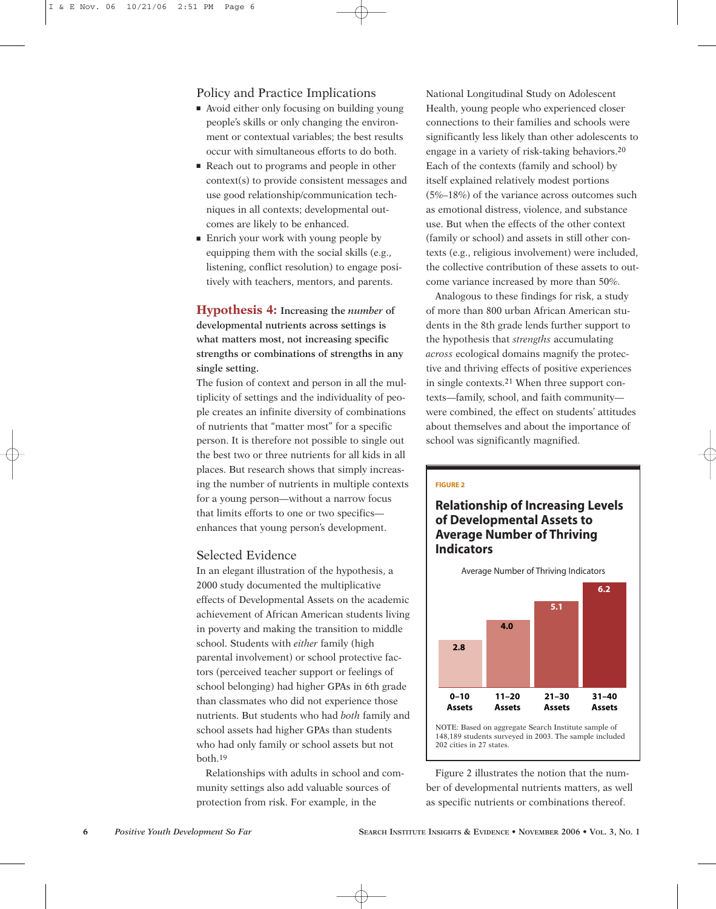### Policy and Practice Implications

- Avoid either only focusing on building young people's skills or only changing the environment or contextual variables; the best results occur with simultaneous efforts to do both.
- Reach out to programs and people in other context(s) to provide consistent messages and use good relationship/communication techniques in all contexts; developmental outcomes are likely to be enhanced.
- Enrich your work with young people by equipping them with the social skills (e.g., listening, conflict resolution) to engage positively with teachers, mentors, and parents.

## Hypothesis 4: **Increasing the *number* of developmental nutrients across settings is what matters most, not increasing specific strengths or combinations of strengths in any single setting.**

The fusion of context and person in all the multiplicity of settings and the individuality of people creates an infinite diversity of combinations of nutrients that "matter most" for a specific person. It is therefore not possible to single out the best two or three nutrients for all kids in all places. But research shows that simply increasing the number of nutrients in multiple contexts for a young person—without a narrow focus that limits efforts to one or two specifics—enhances that young person's development.

### Selected Evidence

In an elegant illustration of the hypothesis, a 2000 study documented the multiplicative effects of Developmental Assets on the academic achievement of African American students living in poverty and making the transition to middle school. Students with *either* family (high parental involvement) or school protective factors (perceived teacher support or feelings of school belonging) had higher GPAs in 6th grade than classmates who did not experience those nutrients. But students who had *both* family and school assets had higher GPAs than students who had only family or school assets but not both.[19]

Relationships with adults in school and community settings also add valuable sources of protection from risk. For example, in the National Longitudinal Study on Adolescent Health, young people who experienced closer connections to their families and schools were significantly less likely than other adolescents to engage in a variety of risk-taking behaviors.[20] Each of the contexts (family and school) by itself explained relatively modest portions (5%–18%) of the variance across outcomes such as emotional distress, violence, and substance use. But when the effects of the other context (family or school) and assets in still other contexts (e.g., religious involvement) were included, the collective contribution of these assets to outcome variance increased by more than 50%.

Analogous to these findings for risk, a study of more than 800 urban African American students in the 8th grade lends further support to the hypothesis that *strengths* accumulating *across* ecological domains magnify the protective and thriving effects of positive experiences in single contexts.[21] When three support contexts—family, school, and faith community—were combined, the effect on students' attitudes about themselves and about the importance of school was significantly magnified.

**FIGURE 2**

**Relationship of Increasing Levels of Developmental Assets to Average Number of Thriving Indicators**

Average Number of Thriving Indicators

| 0–10 Assets | 11–20 Assets | 21–30 Assets | 31–40 Assets |
|---|---|---|---|
| 2.8 | 4.0 | 5.1 | 6.2 |

NOTE: Based on aggregate Search Institute sample of 148,189 students surveyed in 2003. The sample included 202 cities in 27 states.

Figure 2 illustrates the notion that the number of developmental nutrients matters, as well as specific nutrients or combinations thereof.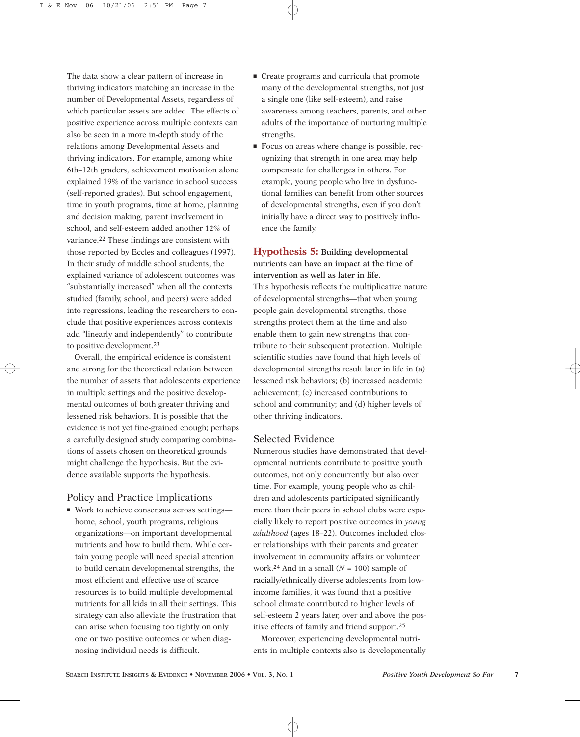The data show a clear pattern of increase in thriving indicators matching an increase in the number of Developmental Assets, regardless of which particular assets are added. The effects of positive experience across multiple contexts can also be seen in a more in-depth study of the relations among Developmental Assets and thriving indicators. For example, among white 6th–12th graders, achievement motivation alone explained 19% of the variance in school success (self-reported grades). But school engagement, time in youth programs, time at home, planning and decision making, parent involvement in school, and self-esteem added another 12% of variance.[22] These findings are consistent with those reported by Eccles and colleagues (1997). In their study of middle school students, the explained variance of adolescent outcomes was "substantially increased" when all the contexts studied (family, school, and peers) were added into regressions, leading the researchers to conclude that positive experiences across contexts add "linearly and independently" to contribute to positive development.[23]

Overall, the empirical evidence is consistent and strong for the theoretical relation between the number of assets that adolescents experience in multiple settings and the positive developmental outcomes of both greater thriving and lessened risk behaviors. It is possible that the evidence is not yet fine-grained enough; perhaps a carefully designed study comparing combinations of assets chosen on theoretical grounds might challenge the hypothesis. But the evidence available supports the hypothesis.

## Policy and Practice Implications

- Work to achieve consensus across settings—home, school, youth programs, religious organizations—on important developmental nutrients and how to build them. While certain young people will need special attention to build certain developmental strengths, the most efficient and effective use of scarce resources is to build multiple developmental nutrients for all kids in all their settings. This strategy can also alleviate the frustration that can arise when focusing too tightly on only one or two positive outcomes or when diagnosing individual needs is difficult.
- Create programs and curricula that promote many of the developmental strengths, not just a single one (like self-esteem), and raise awareness among teachers, parents, and other adults of the importance of nurturing multiple strengths.
- Focus on areas where change is possible, recognizing that strength in one area may help compensate for challenges in others. For example, young people who live in dysfunctional families can benefit from other sources of developmental strengths, even if you don't initially have a direct way to positively influence the family.

## Hypothesis 5: Building developmental nutrients can have an impact at the time of intervention as well as later in life.

This hypothesis reflects the multiplicative nature of developmental strengths—that when young people gain developmental strengths, those strengths protect them at the time and also enable them to gain new strengths that contribute to their subsequent protection. Multiple scientific studies have found that high levels of developmental strengths result later in life in (a) lessened risk behaviors; (b) increased academic achievement; (c) increased contributions to school and community; and (d) higher levels of other thriving indicators.

### Selected Evidence

Numerous studies have demonstrated that developmental nutrients contribute to positive youth outcomes, not only concurrently, but also over time. For example, young people who as children and adolescents participated significantly more than their peers in school clubs were especially likely to report positive outcomes in *young adulthood* (ages 18–22). Outcomes included closer relationships with their parents and greater involvement in community affairs or volunteer work.[24] And in a small ($N$ = 100) sample of racially/ethnically diverse adolescents from low-income families, it was found that a positive school climate contributed to higher levels of self-esteem 2 years later, over and above the positive effects of family and friend support.[25]

Moreover, experiencing developmental nutrients in multiple contexts also is developmentally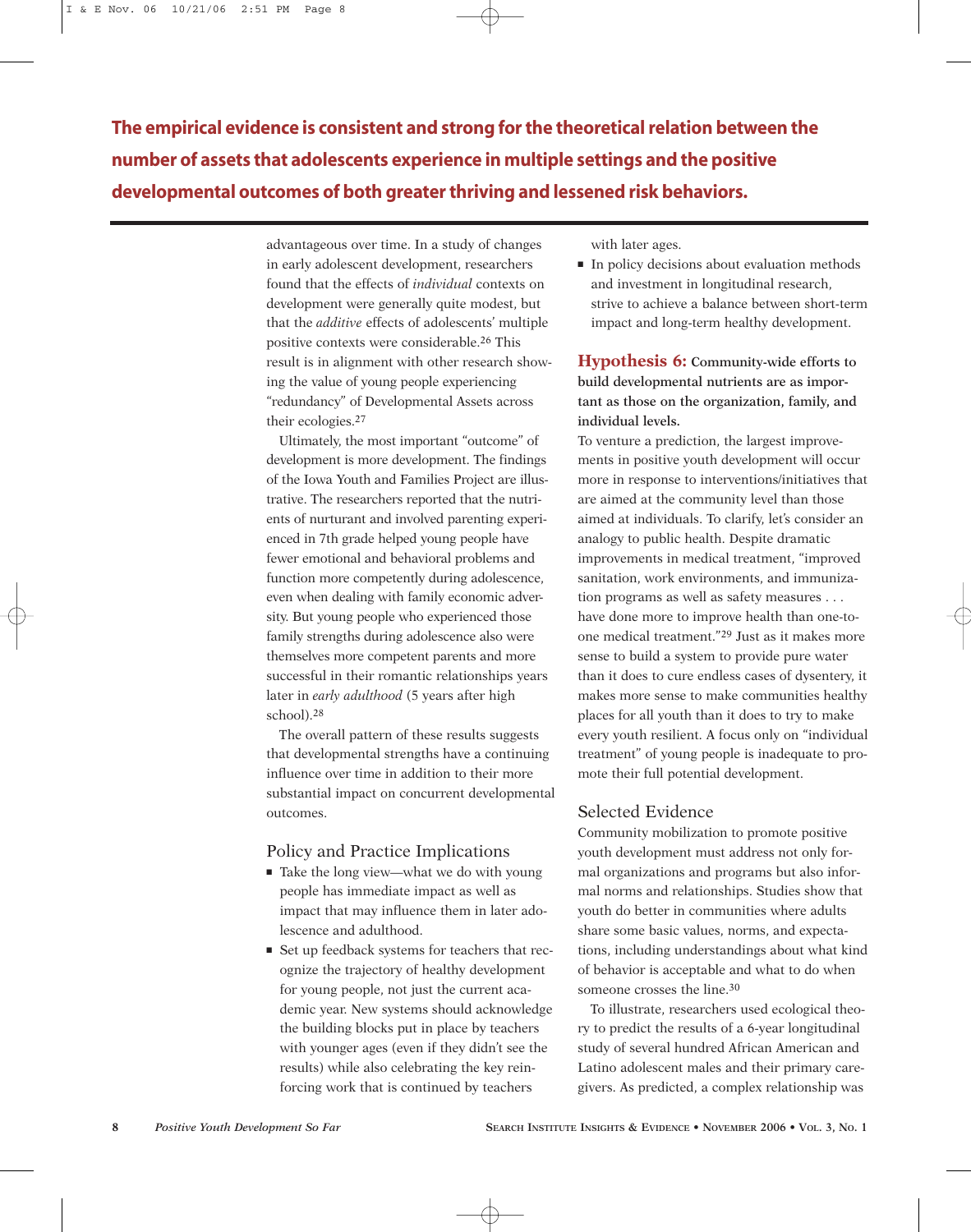**The empirical evidence is consistent and strong for the theoretical relation between the number of assets that adolescents experience in multiple settings and the positive developmental outcomes of both greater thriving and lessened risk behaviors.**

advantageous over time. In a study of changes in early adolescent development, researchers found that the effects of *individual* contexts on development were generally quite modest, but that the *additive* effects of adolescents' multiple positive contexts were considerable.[26] This result is in alignment with other research showing the value of young people experiencing "redundancy" of Developmental Assets across their ecologies.[27]

Ultimately, the most important "outcome" of development is more development. The findings of the Iowa Youth and Families Project are illustrative. The researchers reported that the nutrients of nurturant and involved parenting experienced in 7th grade helped young people have fewer emotional and behavioral problems and function more competently during adolescence, even when dealing with family economic adversity. But young people who experienced those family strengths during adolescence also were themselves more competent parents and more successful in their romantic relationships years later in *early adulthood* (5 years after high school).[28]

The overall pattern of these results suggests that developmental strengths have a continuing influence over time in addition to their more substantial impact on concurrent developmental outcomes.

### Policy and Practice Implications

- Take the long view—what we do with young people has immediate impact as well as impact that may influence them in later adolescence and adulthood.
- Set up feedback systems for teachers that recognize the trajectory of healthy development for young people, not just the current academic year. New systems should acknowledge the building blocks put in place by teachers with younger ages (even if they didn't see the results) while also celebrating the key reinforcing work that is continued by teachers with later ages.
- In policy decisions about evaluation methods and investment in longitudinal research, strive to achieve a balance between short-term impact and long-term healthy development.

### Hypothesis 6: Community-wide efforts to build developmental nutrients are as important as those on the organization, family, and individual levels.

To venture a prediction, the largest improvements in positive youth development will occur more in response to interventions/initiatives that are aimed at the community level than those aimed at individuals. To clarify, let's consider an analogy to public health. Despite dramatic improvements in medical treatment, "improved sanitation, work environments, and immunization programs as well as safety measures . . . have done more to improve health than one-to-one medical treatment."[29] Just as it makes more sense to build a system to provide pure water than it does to cure endless cases of dysentery, it makes more sense to make communities healthy places for all youth than it does to try to make every youth resilient. A focus only on "individual treatment" of young people is inadequate to promote their full potential development.

### Selected Evidence

Community mobilization to promote positive youth development must address not only formal organizations and programs but also informal norms and relationships. Studies show that youth do better in communities where adults share some basic values, norms, and expectations, including understandings about what kind of behavior is acceptable and what to do when someone crosses the line.[30]

To illustrate, researchers used ecological theory to predict the results of a 6-year longitudinal study of several hundred African American and Latino adolescent males and their primary caregivers. As predicted, a complex relationship was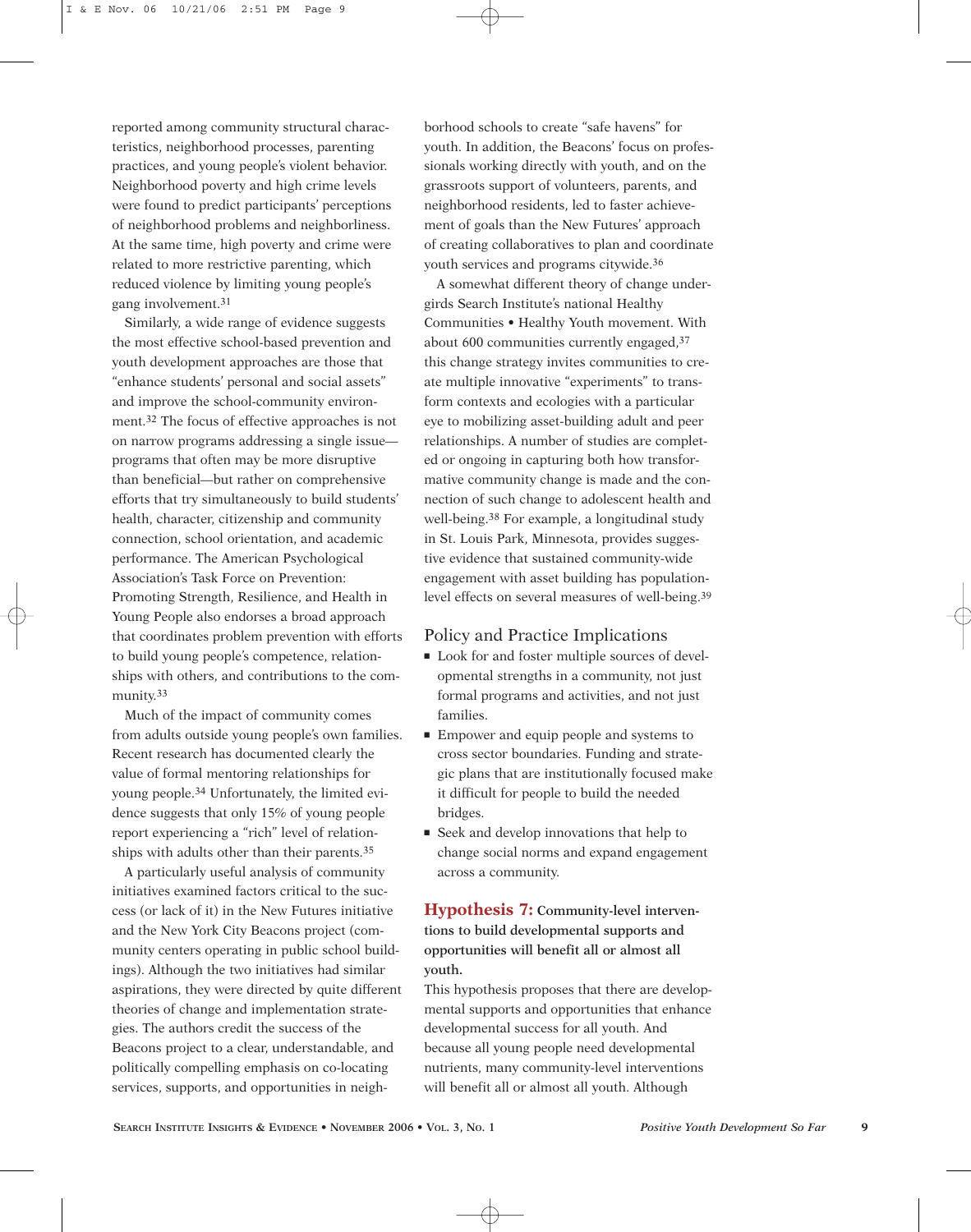reported among community structural characteristics, neighborhood processes, parenting practices, and young people's violent behavior. Neighborhood poverty and high crime levels were found to predict participants' perceptions of neighborhood problems and neighborliness. At the same time, high poverty and crime were related to more restrictive parenting, which reduced violence by limiting young people's gang involvement.[31]

Similarly, a wide range of evidence suggests the most effective school-based prevention and youth development approaches are those that "enhance students' personal and social assets" and improve the school-community environment.[32] The focus of effective approaches is not on narrow programs addressing a single issue—programs that often may be more disruptive than beneficial—but rather on comprehensive efforts that try simultaneously to build students' health, character, citizenship and community connection, school orientation, and academic performance. The American Psychological Association's Task Force on Prevention: Promoting Strength, Resilience, and Health in Young People also endorses a broad approach that coordinates problem prevention with efforts to build young people's competence, relationships with others, and contributions to the community.[33]

Much of the impact of community comes from adults outside young people's own families. Recent research has documented clearly the value of formal mentoring relationships for young people.[34] Unfortunately, the limited evidence suggests that only 15% of young people report experiencing a "rich" level of relationships with adults other than their parents.[35]

A particularly useful analysis of community initiatives examined factors critical to the success (or lack of it) in the New Futures initiative and the New York City Beacons project (community centers operating in public school buildings). Although the two initiatives had similar aspirations, they were directed by quite different theories of change and implementation strategies. The authors credit the success of the Beacons project to a clear, understandable, and politically compelling emphasis on co-locating services, supports, and opportunities in neighborhood schools to create "safe havens" for youth. In addition, the Beacons' focus on professionals working directly with youth, and on the grassroots support of volunteers, parents, and neighborhood residents, led to faster achievement of goals than the New Futures' approach of creating collaboratives to plan and coordinate youth services and programs citywide.[36]

A somewhat different theory of change undergirds Search Institute's national Healthy Communities • Healthy Youth movement. With about 600 communities currently engaged,[37] this change strategy invites communities to create multiple innovative "experiments" to transform contexts and ecologies with a particular eye to mobilizing asset-building adult and peer relationships. A number of studies are completed or ongoing in capturing both how transformative community change is made and the connection of such change to adolescent health and well-being.[38] For example, a longitudinal study in St. Louis Park, Minnesota, provides suggestive evidence that sustained community-wide engagement with asset building has population-level effects on several measures of well-being.[39]

### Policy and Practice Implications

- Look for and foster multiple sources of developmental strengths in a community, not just formal programs and activities, and not just families.
- Empower and equip people and systems to cross sector boundaries. Funding and strategic plans that are institutionally focused make it difficult for people to build the needed bridges.
- Seek and develop innovations that help to change social norms and expand engagement across a community.

### Hypothesis 7: **Community-level interventions to build developmental supports and opportunities will benefit all or almost all youth.**

This hypothesis proposes that there are developmental supports and opportunities that enhance developmental success for all youth. And because all young people need developmental nutrients, many community-level interventions will benefit all or almost all youth. Although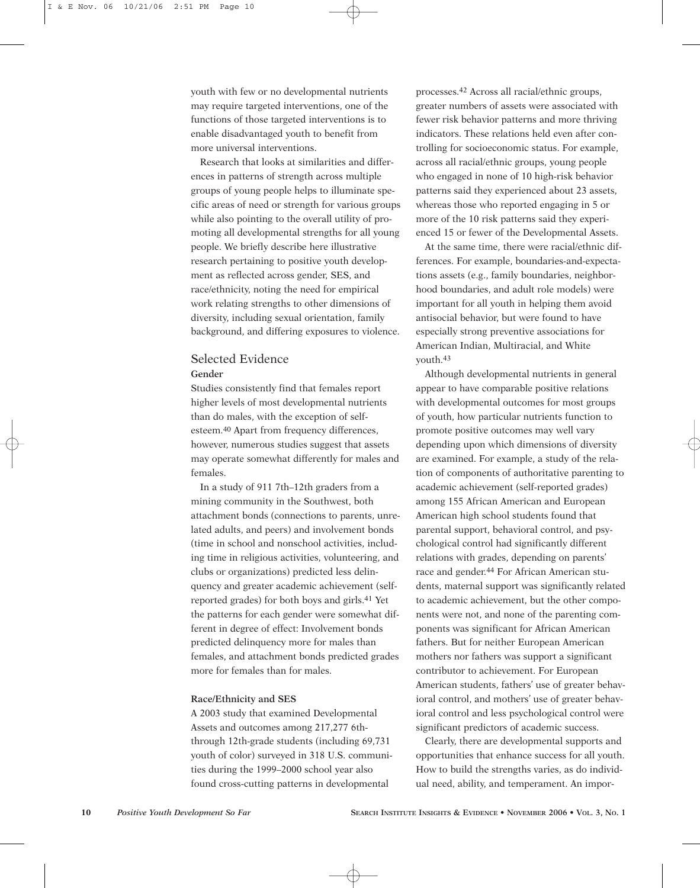youth with few or no developmental nutrients may require targeted interventions, one of the functions of those targeted interventions is to enable disadvantaged youth to benefit from more universal interventions.

Research that looks at similarities and differences in patterns of strength across multiple groups of young people helps to illuminate specific areas of need or strength for various groups while also pointing to the overall utility of promoting all developmental strengths for all young people. We briefly describe here illustrative research pertaining to positive youth development as reflected across gender, SES, and race/ethnicity, noting the need for empirical work relating strengths to other dimensions of diversity, including sexual orientation, family background, and differing exposures to violence.

## Selected Evidence

### Gender

Studies consistently find that females report higher levels of most developmental nutrients than do males, with the exception of self-esteem.[40] Apart from frequency differences, however, numerous studies suggest that assets may operate somewhat differently for males and females.

In a study of 911 7th–12th graders from a mining community in the Southwest, both attachment bonds (connections to parents, unrelated adults, and peers) and involvement bonds (time in school and nonschool activities, including time in religious activities, volunteering, and clubs or organizations) predicted less delinquency and greater academic achievement (self-reported grades) for both boys and girls.[41] Yet the patterns for each gender were somewhat different in degree of effect: Involvement bonds predicted delinquency more for males than females, and attachment bonds predicted grades more for females than for males.

### Race/Ethnicity and SES

A 2003 study that examined Developmental Assets and outcomes among 217,277 6th- through 12th-grade students (including 69,731 youth of color) surveyed in 318 U.S. communities during the 1999–2000 school year also found cross-cutting patterns in developmental processes.[42] Across all racial/ethnic groups, greater numbers of assets were associated with fewer risk behavior patterns and more thriving indicators. These relations held even after controlling for socioeconomic status. For example, across all racial/ethnic groups, young people who engaged in none of 10 high-risk behavior patterns said they experienced about 23 assets, whereas those who reported engaging in 5 or more of the 10 risk patterns said they experienced 15 or fewer of the Developmental Assets.

At the same time, there were racial/ethnic differences. For example, boundaries-and-expectations assets (e.g., family boundaries, neighborhood boundaries, and adult role models) were important for all youth in helping them avoid antisocial behavior, but were found to have especially strong preventive associations for American Indian, Multiracial, and White youth.[43]

Although developmental nutrients in general appear to have comparable positive relations with developmental outcomes for most groups of youth, how particular nutrients function to promote positive outcomes may well vary depending upon which dimensions of diversity are examined. For example, a study of the relation of components of authoritative parenting to academic achievement (self-reported grades) among 155 African American and European American high school students found that parental support, behavioral control, and psychological control had significantly different relations with grades, depending on parents' race and gender.[44] For African American students, maternal support was significantly related to academic achievement, but the other components were not, and none of the parenting components was significant for African American fathers. But for neither European American mothers nor fathers was support a significant contributor to achievement. For European American students, fathers' use of greater behavioral control, and mothers' use of greater behavioral control and less psychological control were significant predictors of academic success.

Clearly, there are developmental supports and opportunities that enhance success for all youth. How to build the strengths varies, as do individual need, ability, and temperament. An impor-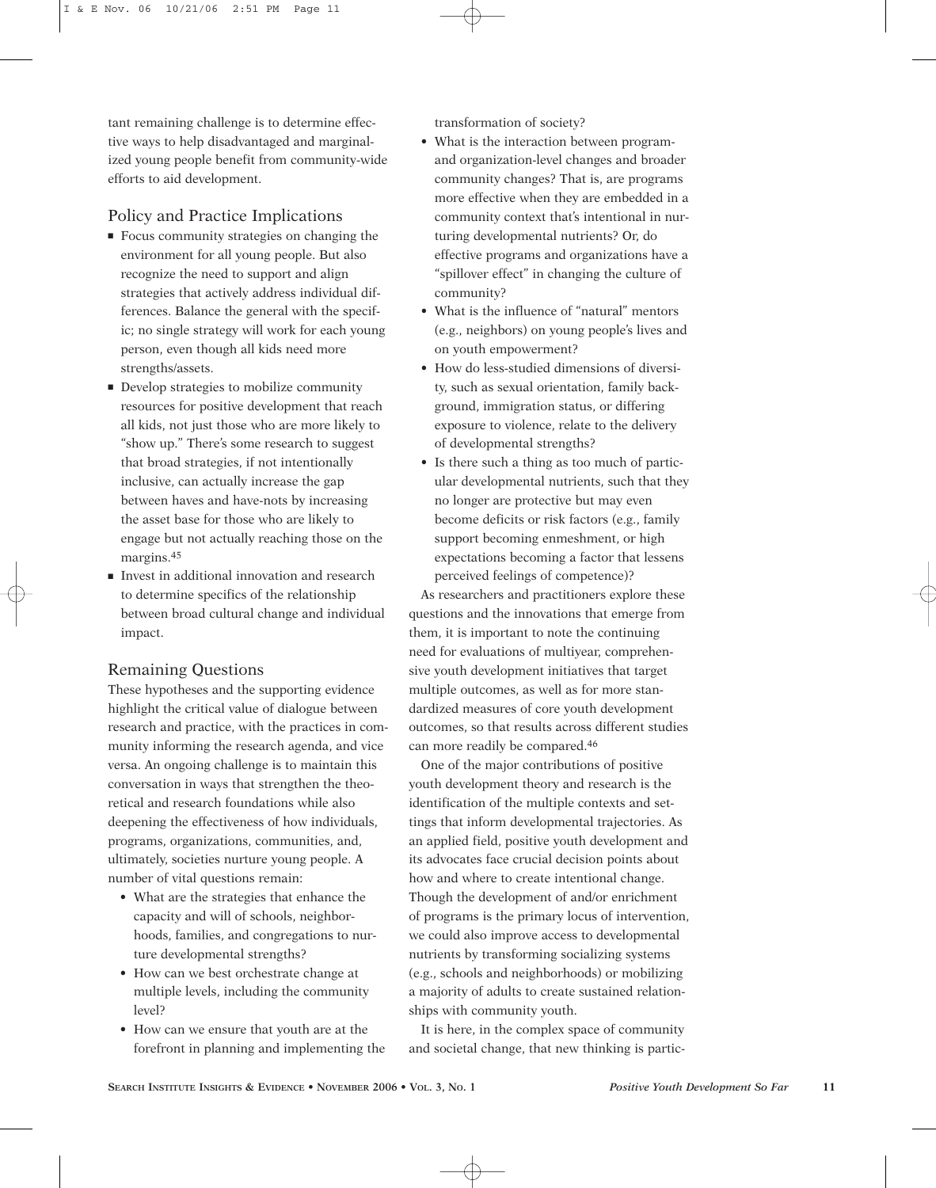tant remaining challenge is to determine effective ways to help disadvantaged and marginalized young people benefit from community-wide efforts to aid development.

## Policy and Practice Implications

- Focus community strategies on changing the environment for all young people. But also recognize the need to support and align strategies that actively address individual differences. Balance the general with the specific; no single strategy will work for each young person, even though all kids need more strengths/assets.
- Develop strategies to mobilize community resources for positive development that reach all kids, not just those who are more likely to "show up." There's some research to suggest that broad strategies, if not intentionally inclusive, can actually increase the gap between haves and have-nots by increasing the asset base for those who are likely to engage but not actually reaching those on the margins.[45]
- Invest in additional innovation and research to determine specifics of the relationship between broad cultural change and individual impact.

## Remaining Questions

These hypotheses and the supporting evidence highlight the critical value of dialogue between research and practice, with the practices in community informing the research agenda, and vice versa. An ongoing challenge is to maintain this conversation in ways that strengthen the theoretical and research foundations while also deepening the effectiveness of how individuals, programs, organizations, communities, and, ultimately, societies nurture young people. A number of vital questions remain:

- What are the strategies that enhance the capacity and will of schools, neighborhoods, families, and congregations to nurture developmental strengths?
- How can we best orchestrate change at multiple levels, including the community level?
- How can we ensure that youth are at the forefront in planning and implementing the transformation of society?
- What is the interaction between program- and organization-level changes and broader community changes? That is, are programs more effective when they are embedded in a community context that's intentional in nurturing developmental nutrients? Or, do effective programs and organizations have a "spillover effect" in changing the culture of community?
- What is the influence of "natural" mentors (e.g., neighbors) on young people's lives and on youth empowerment?
- How do less-studied dimensions of diversity, such as sexual orientation, family background, immigration status, or differing exposure to violence, relate to the delivery of developmental strengths?
- Is there such a thing as too much of particular developmental nutrients, such that they no longer are protective but may even become deficits or risk factors (e.g., family support becoming enmeshment, or high expectations becoming a factor that lessens perceived feelings of competence)?

As researchers and practitioners explore these questions and the innovations that emerge from them, it is important to note the continuing need for evaluations of multiyear, comprehensive youth development initiatives that target multiple outcomes, as well as for more standardized measures of core youth development outcomes, so that results across different studies can more readily be compared.[46]

One of the major contributions of positive youth development theory and research is the identification of the multiple contexts and settings that inform developmental trajectories. As an applied field, positive youth development and its advocates face crucial decision points about how and where to create intentional change. Though the development of and/or enrichment of programs is the primary locus of intervention, we could also improve access to developmental nutrients by transforming socializing systems (e.g., schools and neighborhoods) or mobilizing a majority of adults to create sustained relationships with community youth.

It is here, in the complex space of community and societal change, that new thinking is partic-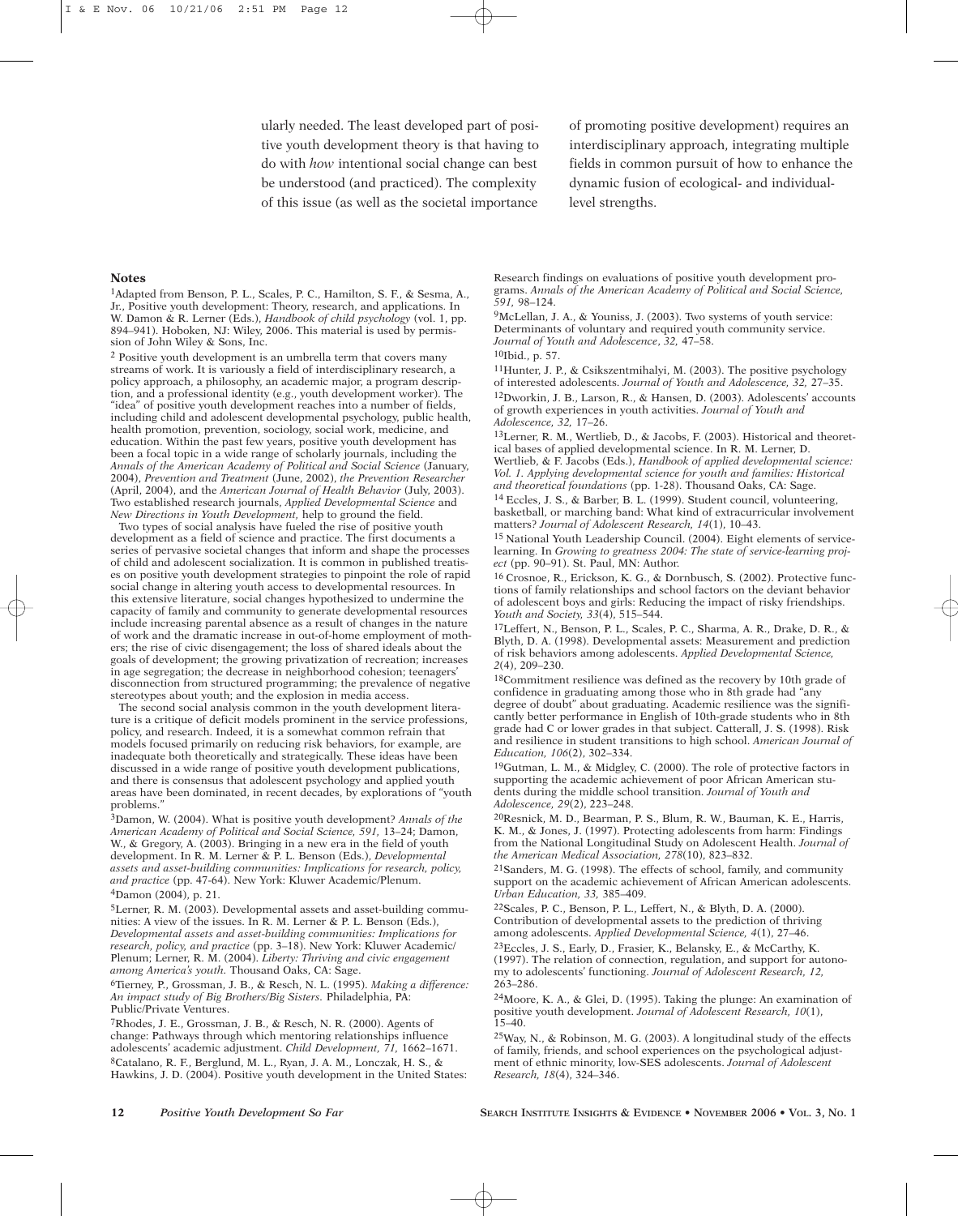ularly needed. The least developed part of positive youth development theory is that having to do with *how* intentional social change can best be understood (and practiced). The complexity of this issue (as well as the societal importance of promoting positive development) requires an interdisciplinary approach, integrating multiple fields in common pursuit of how to enhance the dynamic fusion of ecological- and individual-level strengths.

### Notes

[1]Adapted from Benson, P. L., Scales, P. C., Hamilton, S. F., & Sesma, A., Jr., Positive youth development: Theory, research, and applications. In W. Damon & R. Lerner (Eds.), *Handbook of child psychology* (vol. 1, pp. 894–941). Hoboken, NJ: Wiley, 2006. This material is used by permission of John Wiley & Sons, Inc.

[2] Positive youth development is an umbrella term that covers many streams of work. It is variously a field of interdisciplinary research, a policy approach, a philosophy, an academic major, a program description, and a professional identity (e.g., youth development worker). The "idea" of positive youth development reaches into a number of fields, including child and adolescent developmental psychology, public health, health promotion, prevention, sociology, social work, medicine, and education. Within the past few years, positive youth development has been a focal topic in a wide range of scholarly journals, including the *Annals of the American Academy of Political and Social Science* (January, 2004), *Prevention and Treatment* (June, 2002), *the Prevention Researcher* (April, 2004), and the *American Journal of Health Behavior* (July, 2003). Two established research journals, *Applied Developmental Science* and *New Directions in Youth Development,* help to ground the field.

Two types of social analysis have fueled the rise of positive youth development as a field of science and practice. The first documents a series of pervasive societal changes that inform and shape the processes of child and adolescent socialization. It is common in published treatises on positive youth development strategies to pinpoint the role of rapid social change in altering youth access to developmental resources. In this extensive literature, social changes hypothesized to undermine the capacity of family and community to generate developmental resources include increasing parental absence as a result of changes in the nature of work and the dramatic increase in out-of-home employment of mothers; the rise of civic disengagement; the loss of shared ideals about the goals of development; the growing privatization of recreation; increases in age segregation; the decrease in neighborhood cohesion; teenagers' disconnection from structured programming; the prevalence of negative stereotypes about youth; and the explosion in media access.

The second social analysis common in the youth development literature is a critique of deficit models prominent in the service professions, policy, and research. Indeed, it is a somewhat common refrain that models focused primarily on reducing risk behaviors, for example, are inadequate both theoretically and strategically. These ideas have been discussed in a wide range of positive youth development publications, and there is consensus that adolescent psychology and applied youth areas have been dominated, in recent decades, by explorations of "youth problems."

[3]Damon, W. (2004). What is positive youth development? *Annals of the American Academy of Political and Social Science, 591,* 13–24; Damon, W., & Gregory, A. (2003). Bringing in a new era in the field of youth development. In R. M. Lerner & P. L. Benson (Eds.), *Developmental assets and asset-building communities: Implications for research, policy, and practice* (pp. 47-64). New York: Kluwer Academic/Plenum.

[4]Damon (2004), p. 21.

[5]Lerner, R. M. (2003). Developmental assets and asset-building communities: A view of the issues. In R. M. Lerner & P. L. Benson (Eds.), *Developmental assets and asset-building communities: Implications for research, policy, and practice* (pp. 3–18). New York: Kluwer Academic/Plenum; Lerner, R. M. (2004). *Liberty: Thriving and civic engagement among America's youth.* Thousand Oaks, CA: Sage.

[6]Tierney, P., Grossman, J. B., & Resch, N. L. (1995). *Making a difference: An impact study of Big Brothers/Big Sisters.* Philadelphia, PA: Public/Private Ventures.

[7]Rhodes, J. E., Grossman, J. B., & Resch, N. R. (2000). Agents of change: Pathways through which mentoring relationships influence adolescents' academic adjustment. *Child Development, 71,* 1662–1671.

[8]Catalano, R. F., Berglund, M. L., Ryan, J. A. M., Lonczak, H. S., & Hawkins, J. D. (2004). Positive youth development in the United States: Research findings on evaluations of positive youth development programs. *Annals of the American Academy of Political and Social Science, 591,* 98–124.

[9]McLellan, J. A., & Youniss, J. (2003). Two systems of youth service: Determinants of voluntary and required youth community service. *Journal of Youth and Adolescence, 32,* 47–58.

[10]Ibid., p. 57.

[11]Hunter, J. P., & Csikszentmihalyi, M. (2003). The positive psychology of interested adolescents. *Journal of Youth and Adolescence, 32,* 27–35.

[12]Dworkin, J. B., Larson, R., & Hansen, D. (2003). Adolescents' accounts of growth experiences in youth activities. *Journal of Youth and Adolescence, 32,* 17–26.

[13]Lerner, R. M., Wertlieb, D., & Jacobs, F. (2003). Historical and theoretical bases of applied developmental science. In R. M. Lerner, D. Wertlieb, & F. Jacobs (Eds.), *Handbook of applied developmental science: Vol. 1. Applying developmental science for youth and families: Historical and theoretical foundations* (pp. 1-28). Thousand Oaks, CA: Sage.

[14] Eccles, J. S., & Barber, B. L. (1999). Student council, volunteering, basketball, or marching band: What kind of extracurricular involvement matters? *Journal of Adolescent Research, 14*(1), 10–43.

[15] National Youth Leadership Council. (2004). Eight elements of service-learning. In *Growing to greatness 2004: The state of service-learning project* (pp. 90–91). St. Paul, MN: Author.

[16] Crosnoe, R., Erickson, K. G., & Dornbusch, S. (2002). Protective functions of family relationships and school factors on the deviant behavior of adolescent boys and girls: Reducing the impact of risky friendships. *Youth and Society, 33*(4), 515–544.

[17]Leffert, N., Benson, P. L., Scales, P. C., Sharma, A. R., Drake, D. R., & Blyth, D. A. (1998). Developmental assets: Measurement and prediction of risk behaviors among adolescents. *Applied Developmental Science, 2*(4), 209–230.

[18]Commitment resilience was defined as the recovery by 10th grade of confidence in graduating among those who in 8th grade had "any degree of doubt" about graduating. Academic resilience was the significantly better performance in English of 10th-grade students who in 8th grade had C or lower grades in that subject. Catterall, J. S. (1998). Risk and resilience in student transitions to high school. *American Journal of Education, 106*(2), 302–334.

[19]Gutman, L. M., & Midgley, C. (2000). The role of protective factors in supporting the academic achievement of poor African American students during the middle school transition. *Journal of Youth and Adolescence, 29*(2), 223–248.

[20]Resnick, M. D., Bearman, P. S., Blum, R. W., Bauman, K. E., Harris, K. M., & Jones, J. (1997). Protecting adolescents from harm: Findings from the National Longitudinal Study on Adolescent Health. *Journal of the American Medical Association, 278*(10), 823–832.

[21]Sanders, M. G. (1998). The effects of school, family, and community support on the academic achievement of African American adolescents. *Urban Education, 33,* 385–409.

[22]Scales, P. C., Benson, P. L., Leffert, N., & Blyth, D. A. (2000). Contribution of developmental assets to the prediction of thriving among adolescents. *Applied Developmental Science, 4*(1), 27–46.

[23]Eccles, J. S., Early, D., Frasier, K., Belansky, E., & McCarthy, K. (1997). The relation of connection, regulation, and support for autonomy to adolescents' functioning. *Journal of Adolescent Research, 12,* 263–286.

[24]Moore, K. A., & Glei, D. (1995). Taking the plunge: An examination of positive youth development. *Journal of Adolescent Research, 10*(1), 15–40.

[25]Way, N., & Robinson, M. G. (2003). A longitudinal study of the effects of family, friends, and school experiences on the psychological adjustment of ethnic minority, low-SES adolescents. *Journal of Adolescent Research, 18*(4), 324–346.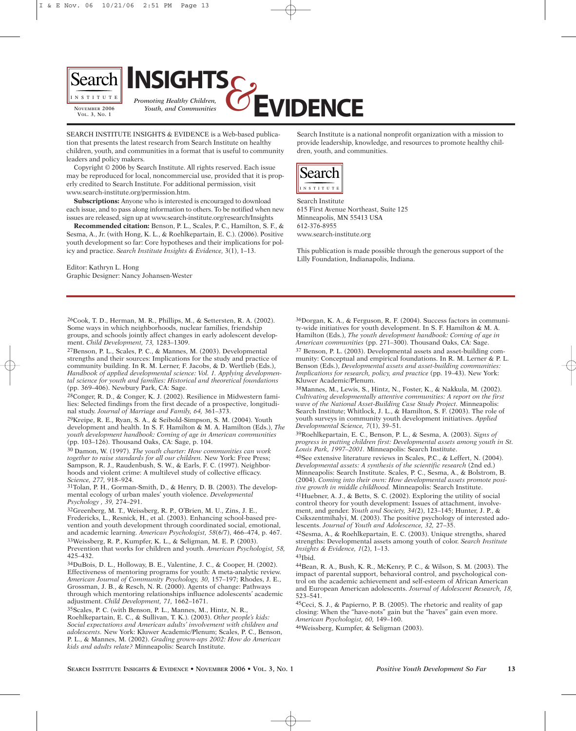# Search Institute INSIGHTS & EVIDENCE

NOVEMBER 2006
VOL. 3, NO. 1

*Promoting Healthy Children, Youth, and Communities*

SEARCH INSTITUTE INSIGHTS & EVIDENCE is a Web-based publication that presents the latest research from Search Institute on healthy children, youth, and communities in a format that is useful to community leaders and policy makers.

Copyright © 2006 by Search Institute. All rights reserved. Each issue may be reproduced for local, noncommercial use, provided that it is properly credited to Search Institute. For additional permission, visit www.search-institute.org/permission.htm.

**Subscriptions:** Anyone who is interested is encouraged to download each issue, and to pass along information to others. To be notified when new issues are released, sign up at www.search-institute.org/research/Insights

**Recommended citation:** Benson, P. L., Scales, P. C., Hamilton, S. F., & Sesma, A., Jr. (with Hong, K. L., & Roehlkepartain, E. C.). (2006). Positive youth development so far: Core hypotheses and their implications for policy and practice. *Search Institute Insights & Evidence,* 3(1), 1–13.

Editor: Kathryn L. Hong
Graphic Designer: Nancy Johansen-Wester

Search Institute is a national nonprofit organization with a mission to provide leadership, knowledge, and resources to promote healthy children, youth, and communities.

Search Institute
615 First Avenue Northeast, Suite 125
Minneapolis, MN 55413 USA
612-376-8955
www.search-institute.org

This publication is made possible through the generous support of the Lilly Foundation, Indianapolis, Indiana.

---

[26]Cook, T. D., Herman, M. R., Phillips, M., & Settersten, R. A. (2002). Some ways in which neighborhoods, nuclear families, friendship groups, and schools jointly affect changes in early adolescent development. *Child Development, 73,* 1283–1309.

[27]Benson, P. L., Scales, P. C., & Mannes, M. (2003). Developmental strengths and their sources: Implications for the study and practice of community building. In R. M. Lerner, F. Jacobs, & D. Wertlieb (Eds.), *Handbook of applied developmental science: Vol. 1. Applying developmental science for youth and families: Historical and theoretical foundations* (pp. 369–406). Newbury Park, CA: Sage.

[28]Conger, R. D., & Conger, K. J. (2002). Resilience in Midwestern families: Selected findings from the first decade of a prospective, longitudinal study. *Journal of Marriage and Family, 64,* 361–373.

[29]Kreipe, R. E., Ryan, S. A., & Seibold-Simpson, S. M. (2004). Youth development and health. In S. F. Hamilton & M. A. Hamilton (Eds.), *The youth development handbook: Coming of age in American communities* (pp. 103–126). Thousand Oaks, CA: Sage, p. 104.

[30] Damon, W. (1997). *The youth charter: How communities can work together to raise standards for all our children.* New York: Free Press; Sampson, R. J., Raudenbush, S. W., & Earls, F. C. (1997). Neighborhoods and violent crime: A multilevel study of collective efficacy. *Science, 277,* 918–924.

[31]Tolan, P. H., Gorman-Smith, D., & Henry, D. B. (2003). The developmental ecology of urban males' youth violence. *Developmental Psychology , 39,* 274–291.

[32]Greenberg, M. T., Weissberg, R. P., O'Brien, M. U., Zins, J. E., Fredericks, L., Resnick, H., et al. (2003). Enhancing school-based prevention and youth development through coordinated social, emotional, and academic learning. *American Psychologist, 58*(6/7), 466–474, p. 467.

[33]Weissberg, R. P., Kumpfer, K. L., & Seligman, M. E. P. (2003). Prevention that works for children and youth. *American Psychologist, 58,* 425–432.

[34]DuBois, D. L., Holloway, B. E., Valentine, J. C., & Cooper, H. (2002). Effectiveness of mentoring programs for youth: A meta-analytic review. *American Journal of Community Psychology, 30,* 157–197; Rhodes, J. E., Grossman, J. B., & Resch, N. R. (2000). Agents of change: Pathways through which mentoring relationships influence adolescents' academic adjustment. *Child Development, 71,* 1662–1671.

[35]Scales, P. C. (with Benson, P. L., Mannes, M., Hintz, N. R., Roehlkepartain, E. C., & Sullivan, T. K.). (2003). *Other people's kids: Social expectations and American adults' involvement with children and adolescents.* New York: Kluwer Academic/Plenum; Scales, P. C., Benson, P. L., & Mannes, M. (2002). *Grading grown-ups 2002: How do American kids and adults relate?* Minneapolis: Search Institute.

[36]Dorgan, K. A., & Ferguson, R. F. (2004). Success factors in community-wide initiatives for youth development. In S. F. Hamilton & M. A. Hamilton (Eds.), *The youth development handbook: Coming of age in American communities* (pp. 271–300). Thousand Oaks, CA: Sage.

[37] Benson, P. L. (2003). Developmental assets and asset-building community: Conceptual and empirical foundations. In R. M. Lerner & P. L. Benson (Eds.), *Developmental assets and asset-building communities: Implications for research, policy, and practice* (pp. 19–43). New York: Kluwer Academic/Plenum.

[38]Mannes, M., Lewis, S., Hintz, N., Foster, K., & Nakkula, M. (2002). *Cultivating developmentally attentive communities: A report on the first wave of the National Asset-Building Case Study Project.* Minneapolis: Search Institute; Whitlock, J. L., & Hamilton, S. F. (2003). The role of youth surveys in community youth development initiatives. *Applied Developmental Science,* 7(1), 39–51.

[39]Roehlkepartain, E. C., Benson, P. L., & Sesma, A. (2003). *Signs of progress in putting children first: Developmental assets among youth in St. Louis Park, 1997–2001.* Minneapolis: Search Institute.

[40]See extensive literature reviews in Scales, P.C., & Leffert, N. (2004). *Developmental assets: A synthesis of the scientific research* (2nd ed.) Minneapolis: Search Institute. Scales, P. C., Sesma, A., & Bolstrom, B. (2004). *Coming into their own: How developmental assets promote positive growth in middle childhood.* Minneapolis: Search Institute.

[41]Huebner, A. J., & Betts, S. C. (2002). Exploring the utility of social control theory for youth development: Issues of attachment, involvement, and gender. *Youth and Society, 34*(2), 123–145; Hunter, J. P., & Csikszentmihalyi, M. (2003). The positive psychology of interested adolescents. *Journal of Youth and Adolescence, 32,* 27–35.

[42]Sesma, A., & Roehlkepartain, E. C. (2003). Unique strengths, shared strengths: Developmental assets among youth of color. *Search Institute Insights & Evidence, 1*(2), 1–13.

[43]Ibid.

[44]Bean, R. A., Bush, K. R., McKenry, P. C., & Wilson, S. M. (2003). The impact of parental support, behavioral control, and psychological control on the academic achievement and self-esteem of African American and European American adolescents. *Journal of Adolescent Research, 18,* 523–541.

[45]Ceci, S. J., & Papierno, P. B. (2005). The rhetoric and reality of gap closing: When the "have-nots" gain but the "haves" gain even more. *American Psychologist, 60,* 149–160.

[46]Weissberg, Kumpfer, & Seligman (2003).